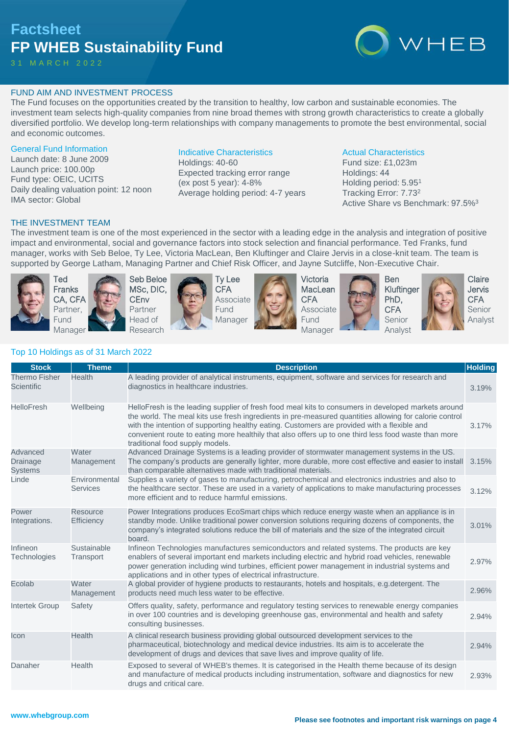# Factsheet
# FP WHEB Sustainability Fund

31 MARCH 2022

## FUND AIM AND INVESTMENT PROCESS

The Fund focuses on the opportunities created by the transition to healthy, low carbon and sustainable economies. The investment team selects high-quality companies from nine broad themes with strong growth characteristics to create a globally diversified portfolio. We develop long-term relationships with company managements to promote the best environmental, social and economic outcomes.

### General Fund Information

Launch date: 8 June 2009
Launch price: 100.00p
Fund type: OEIC, UCITS
Daily dealing valuation point: 12 noon
IMA sector: Global

### Indicative Characteristics

Holdings: 40-60
Expected tracking error range (ex post 5 year): 4-8%
Average holding period: 4-7 years

### Actual Characteristics

Fund size: £1,023m
Holdings: 44
Holding period: 5.95[1]
Tracking Error: 7.73[2]
Active Share vs Benchmark: 97.5%[3]

## THE INVESTMENT TEAM

The investment team is one of the most experienced in the sector with a leading edge in the analysis and integration of positive impact and environmental, social and governance factors into stock selection and financial performance. Ted Franks, fund manager, works with Seb Beloe, Ty Lee, Victoria MacLean, Ben Kluftinger and Claire Jervis in a close-knit team. The team is supported by George Latham, Managing Partner and Chief Risk Officer, and Jayne Sutcliffe, Non-Executive Chair.

- Ted Franks CA, CFA – Partner, Fund Manager
- Seb Beloe MSc, DIC, CEnv – Partner, Head of Research
- Ty Lee CFA – Associate Fund Manager
- Victoria MacLean CFA – Associate Fund Manager
- Ben Kluftinger PhD, CFA – Senior Analyst
- Claire Jervis CFA – Senior Analyst

## Top 10 Holdings as of 31 March 2022

| Stock | Theme | Description | Holding |
|---|---|---|---|
| Thermo Fisher Scientific | Health | A leading provider of analytical instruments, equipment, software and services for research and diagnostics in healthcare industries. | 3.19% |
| HelloFresh | Wellbeing | HelloFresh is the leading supplier of fresh food meal kits to consumers in developed markets around the world. The meal kits use fresh ingredients in pre-measured quantities allowing for calorie control with the intention of supporting healthy eating. Customers are provided with a flexible and convenient route to eating more healthily that also offers up to one third less food waste than more traditional food supply models. | 3.17% |
| Advanced Drainage Systems | Water Management | Advanced Drainage Systems is a leading provider of stormwater management systems in the US. The company's products are generally lighter, more durable, more cost effective and easier to install than comparable alternatives made with traditional materials. | 3.15% |
| Linde | Environmental Services | Supplies a variety of gases to manufacturing, petrochemical and electronics industries and also to the healthcare sector. These are used in a variety of applications to make manufacturing processes more efficient and to reduce harmful emissions. | 3.12% |
| Power Integrations. | Resource Efficiency | Power Integrations produces EcoSmart chips which reduce energy waste when an appliance is in standby mode. Unlike traditional power conversion solutions requiring dozens of components, the company's integrated solutions reduce the bill of materials and the size of the integrated circuit board. | 3.01% |
| Infineon Technologies | Sustainable Transport | Infineon Technologies manufactures semiconductors and related systems. The products are key enablers of several important end markets including electric and hybrid road vehicles, renewable power generation including wind turbines, efficient power management in industrial systems and applications and in other types of electrical infrastructure. | 2.97% |
| Ecolab | Water Management | A global provider of hygiene products to restaurants, hotels and hospitals, e.g.detergent. The products need much less water to be effective. | 2.96% |
| Intertek Group | Safety | Offers quality, safety, performance and regulatory testing services to renewable energy companies in over 100 countries and is developing greenhouse gas, environmental and health and safety consulting businesses. | 2.94% |
| Icon | Health | A clinical research business providing global outsourced development services to the pharmaceutical, biotechnology and medical device industries. Its aim is to accelerate the development of drugs and devices that save lives and improve quality of life. | 2.94% |
| Danaher | Health | Exposed to several of WHEB's themes. It is categorised in the Health theme because of its design and manufacture of medical products including instrumentation, software and diagnostics for new drugs and critical care. | 2.93% |

www.whebgroup.com

**Please see footnotes and important risk warnings on page 4**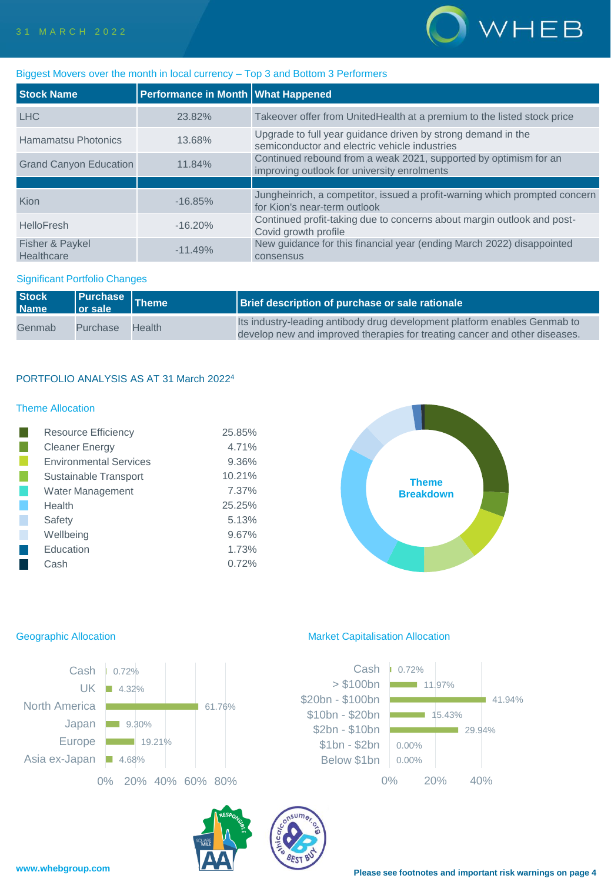## Biggest Movers over the month in local currency – Top 3 and Bottom 3 Performers

| Stock Name | Performance in Month | What Happened |
|---|---|---|
| LHC | 23.82% | Takeover offer from UnitedHealth at a premium to the listed stock price |
| Hamamatsu Photonics | 13.68% | Upgrade to full year guidance driven by strong demand in the semiconductor and electric vehicle industries |
| Grand Canyon Education | 11.84% | Continued rebound from a weak 2021, supported by optimism for an improving outlook for university enrolments |
| | | |
| Kion | -16.85% | Jungheinrich, a competitor, issued a profit-warning which prompted concern for Kion's near-term outlook |
| HelloFresh | -16.20% | Continued profit-taking due to concerns about margin outlook and post-Covid growth profile |
| Fisher & Paykel Healthcare | -11.49% | New guidance for this financial year (ending March 2022) disappointed consensus |

## Significant Portfolio Changes

| Stock Name | Purchase or sale | Theme | Brief description of purchase or sale rationale |
|---|---|---|---|
| Genmab | Purchase | Health | Its industry-leading antibody drug development platform enables Genmab to develop new and improved therapies for treating cancer and other diseases. |

## PORTFOLIO ANALYSIS AS AT 31 March 2022[4]

### Theme Allocation

| Theme | Allocation |
|---|---|
| Resource Efficiency | 25.85% |
| Cleaner Energy | 4.71% |
| Environmental Services | 9.36% |
| Sustainable Transport | 10.21% |
| Water Management | 7.37% |
| Health | 25.25% |
| Safety | 5.13% |
| Wellbeing | 9.67% |
| Education | 1.73% |
| Cash | 0.72% |

Theme Breakdown

### Geographic Allocation

| Region | Allocation |
|---|---|
| Cash | 0.72% |
| UK | 4.32% |
| North America | 61.76% |
| Japan | 9.30% |
| Europe | 19.21% |
| Asia ex-Japan | 4.68% |

### Market Capitalisation Allocation

| Market Cap | Allocation |
|---|---|
| Cash | 0.72% |
| > $100bn | 11.97% |
| $20bn - $100bn | 41.94% |
| $10bn - $20bn | 15.43% |
| $2bn - $10bn | 29.94% |
| $1bn - $2bn | 0.00% |
| Below $1bn | 0.00% |

www.whebgroup.com

**Please see footnotes and important risk warnings on page 4**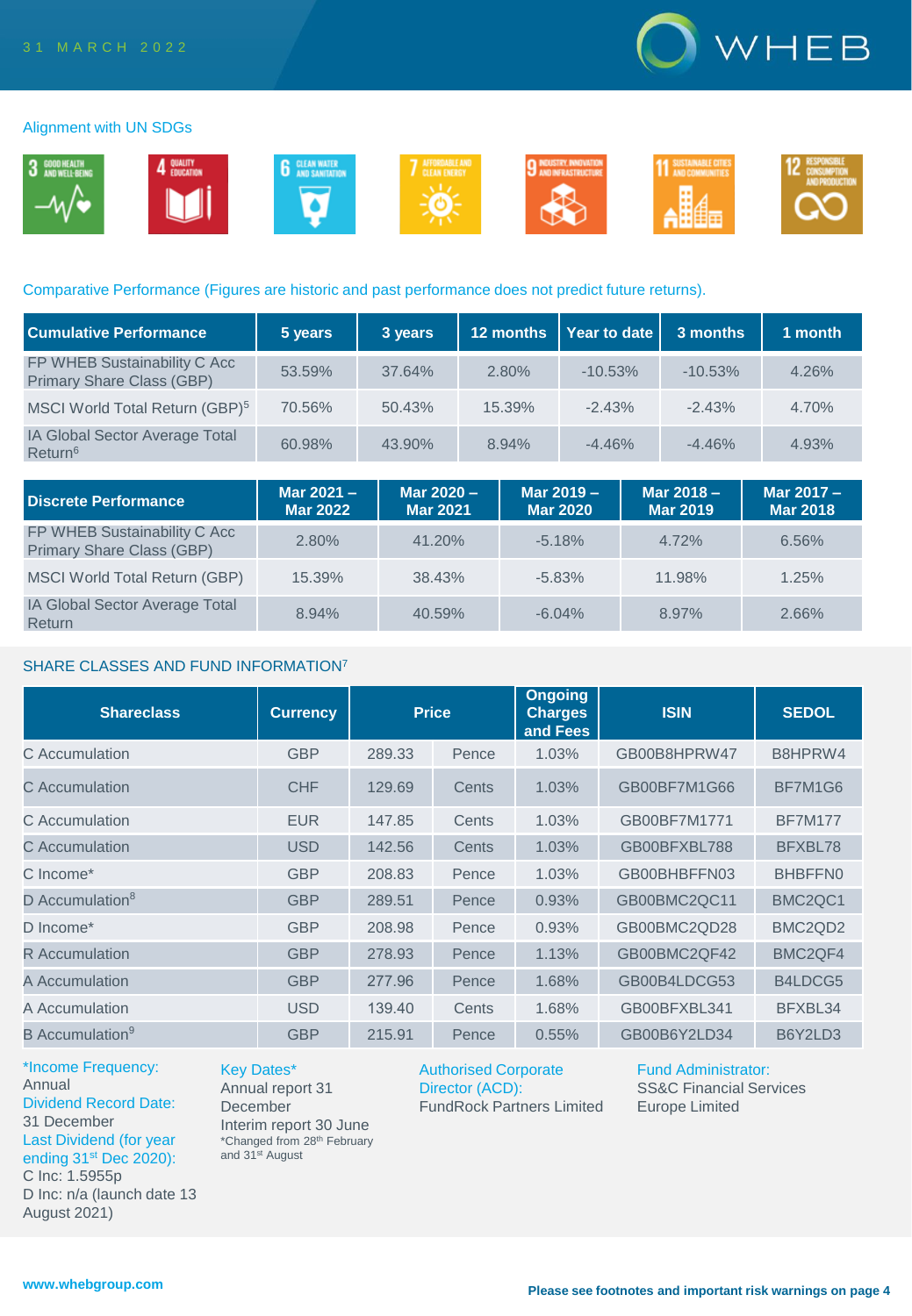## Alignment with UN SDGs

3 GOOD HEALTH AND WELL-BEING · 4 QUALITY EDUCATION · 6 CLEAN WATER AND SANITATION · 7 AFFORDABLE AND CLEAN ENERGY · 9 INDUSTRY, INNOVATION AND INFRASTRUCTURE · 11 SUSTAINABLE CITIES AND COMMUNITIES · 12 RESPONSIBLE CONSUMPTION AND PRODUCTION

## Comparative Performance (Figures are historic and past performance does not predict future returns).

| Cumulative Performance | 5 years | 3 years | 12 months | Year to date | 3 months | 1 month |
|---|---|---|---|---|---|---|
| FP WHEB Sustainability C Acc Primary Share Class (GBP) | 53.59% | 37.64% | 2.80% | -10.53% | -10.53% | 4.26% |
| MSCI World Total Return (GBP)[5] | 70.56% | 50.43% | 15.39% | -2.43% | -2.43% | 4.70% |
| IA Global Sector Average Total Return[6] | 60.98% | 43.90% | 8.94% | -4.46% | -4.46% | 4.93% |

| Discrete Performance | Mar 2021 – Mar 2022 | Mar 2020 – Mar 2021 | Mar 2019 – Mar 2020 | Mar 2018 – Mar 2019 | Mar 2017 – Mar 2018 |
|---|---|---|---|---|---|
| FP WHEB Sustainability C Acc Primary Share Class (GBP) | 2.80% | 41.20% | -5.18% | 4.72% | 6.56% |
| MSCI World Total Return (GBP) | 15.39% | 38.43% | -5.83% | 11.98% | 1.25% |
| IA Global Sector Average Total Return | 8.94% | 40.59% | -6.04% | 8.97% | 2.66% |

## SHARE CLASSES AND FUND INFORMATION[7]

| Shareclass | Currency | Price | | Ongoing Charges and Fees | ISIN | SEDOL |
|---|---|---|---|---|---|---|
| C Accumulation | GBP | 289.33 | Pence | 1.03% | GB00B8HPRW47 | B8HPRW4 |
| C Accumulation | CHF | 129.69 | Cents | 1.03% | GB00BF7M1G66 | BF7M1G6 |
| C Accumulation | EUR | 147.85 | Cents | 1.03% | GB00BF7M1771 | BF7M177 |
| C Accumulation | USD | 142.56 | Cents | 1.03% | GB00BFXBL788 | BFXBL78 |
| C Income* | GBP | 208.83 | Pence | 1.03% | GB00BHBFFN03 | BHBFFN0 |
| D Accumulation[8] | GBP | 289.51 | Pence | 0.93% | GB00BMC2QC11 | BMC2QC1 |
| D Income* | GBP | 208.98 | Pence | 0.93% | GB00BMC2QD28 | BMC2QD2 |
| R Accumulation | GBP | 278.93 | Pence | 1.13% | GB00BMC2QF42 | BMC2QF4 |
| A Accumulation | GBP | 277.96 | Pence | 1.68% | GB00B4LDCG53 | B4LDCG5 |
| A Accumulation | USD | 139.40 | Cents | 1.68% | GB00BFXBL341 | BFXBL34 |
| B Accumulation[9] | GBP | 215.91 | Pence | 0.55% | GB00B6Y2LD34 | B6Y2LD3 |

*Income Frequency:
Annual
Dividend Record Date:
31 December
Last Dividend (for year ending 31st Dec 2020):
C Inc: 1.5955p
D Inc: n/a (launch date 13 August 2021)

Key Dates*
Annual report 31 December
Interim report 30 June
*Changed from 28th February and 31st August

Authorised Corporate Director (ACD):
FundRock Partners Limited

Fund Administrator:
SS&C Financial Services Europe Limited

www.whebgroup.com

**Please see footnotes and important risk warnings on page 4**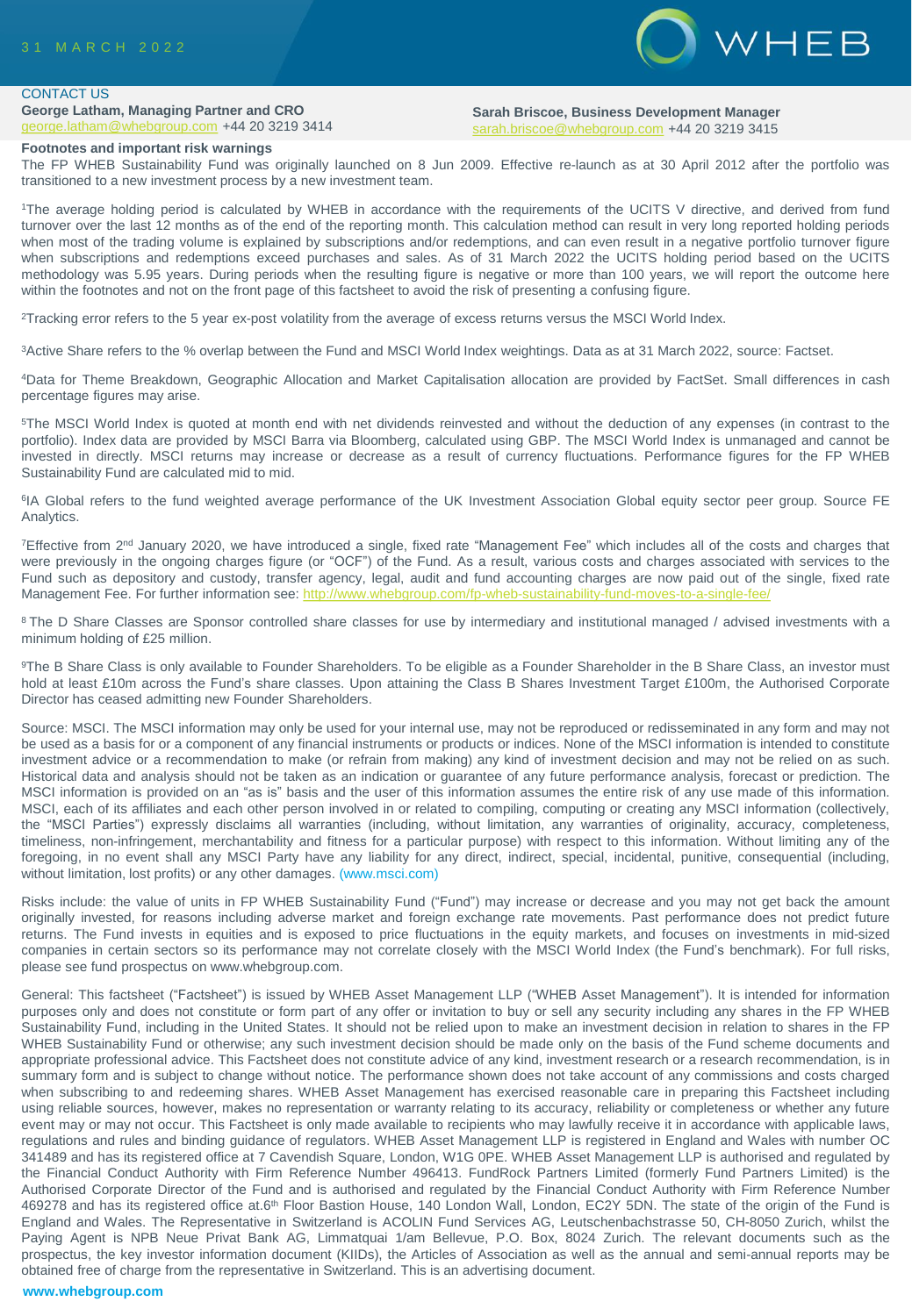31 MARCH 2022

WHEB

CONTACT US

**George Latham, Managing Partner and CRO**
george.latham@whebgroup.com +44 20 3219 3414

**Sarah Briscoe, Business Development Manager**
sarah.briscoe@whebgroup.com +44 20 3219 3415

**Footnotes and important risk warnings**

The FP WHEB Sustainability Fund was originally launched on 8 Jun 2009. Effective re-launch as at 30 April 2012 after the portfolio was transitioned to a new investment process by a new investment team.

[1]The average holding period is calculated by WHEB in accordance with the requirements of the UCITS V directive, and derived from fund turnover over the last 12 months as of the end of the reporting month. This calculation method can result in very long reported holding periods when most of the trading volume is explained by subscriptions and/or redemptions, and can even result in a negative portfolio turnover figure when subscriptions and redemptions exceed purchases and sales. As of 31 March 2022 the UCITS holding period based on the UCITS methodology was 5.95 years. During periods when the resulting figure is negative or more than 100 years, we will report the outcome here within the footnotes and not on the front page of this factsheet to avoid the risk of presenting a confusing figure.

[2]Tracking error refers to the 5 year ex-post volatility from the average of excess returns versus the MSCI World Index.

[3]Active Share refers to the % overlap between the Fund and MSCI World Index weightings. Data as at 31 March 2022, source: Factset.

[4]Data for Theme Breakdown, Geographic Allocation and Market Capitalisation allocation are provided by FactSet. Small differences in cash percentage figures may arise.

[5]The MSCI World Index is quoted at month end with net dividends reinvested and without the deduction of any expenses (in contrast to the portfolio). Index data are provided by MSCI Barra via Bloomberg, calculated using GBP. The MSCI World Index is unmanaged and cannot be invested in directly. MSCI returns may increase or decrease as a result of currency fluctuations. Performance figures for the FP WHEB Sustainability Fund are calculated mid to mid.

[6]IA Global refers to the fund weighted average performance of the UK Investment Association Global equity sector peer group. Source FE Analytics.

[7]Effective from 2nd January 2020, we have introduced a single, fixed rate "Management Fee" which includes all of the costs and charges that were previously in the ongoing charges figure (or "OCF") of the Fund. As a result, various costs and charges associated with services to the Fund such as depository and custody, transfer agency, legal, audit and fund accounting charges are now paid out of the single, fixed rate Management Fee. For further information see: http://www.whebgroup.com/fp-wheb-sustainability-fund-moves-to-a-single-fee/

[8] The D Share Classes are Sponsor controlled share classes for use by intermediary and institutional managed / advised investments with a minimum holding of £25 million.

[9]The B Share Class is only available to Founder Shareholders. To be eligible as a Founder Shareholder in the B Share Class, an investor must hold at least £10m across the Fund's share classes. Upon attaining the Class B Shares Investment Target £100m, the Authorised Corporate Director has ceased admitting new Founder Shareholders.

Source: MSCI. The MSCI information may only be used for your internal use, may not be reproduced or redisseminated in any form and may not be used as a basis for or a component of any financial instruments or products or indices. None of the MSCI information is intended to constitute investment advice or a recommendation to make (or refrain from making) any kind of investment decision and may not be relied on as such. Historical data and analysis should not be taken as an indication or guarantee of any future performance analysis, forecast or prediction. The MSCI information is provided on an "as is" basis and the user of this information assumes the entire risk of any use made of this information. MSCI, each of its affiliates and each other person involved in or related to compiling, computing or creating any MSCI information (collectively, the "MSCI Parties") expressly disclaims all warranties (including, without limitation, any warranties of originality, accuracy, completeness, timeliness, non-infringement, merchantability and fitness for a particular purpose) with respect to this information. Without limiting any of the foregoing, in no event shall any MSCI Party have any liability for any direct, indirect, special, incidental, punitive, consequential (including, without limitation, lost profits) or any other damages. (www.msci.com)

Risks include: the value of units in FP WHEB Sustainability Fund ("Fund") may increase or decrease and you may not get back the amount originally invested, for reasons including adverse market and foreign exchange rate movements. Past performance does not predict future returns. The Fund invests in equities and is exposed to price fluctuations in the equity markets, and focuses on investments in mid-sized companies in certain sectors so its performance may not correlate closely with the MSCI World Index (the Fund's benchmark). For full risks, please see fund prospectus on www.whebgroup.com.

General: This factsheet ("Factsheet") is issued by WHEB Asset Management LLP ("WHEB Asset Management"). It is intended for information purposes only and does not constitute or form part of any offer or invitation to buy or sell any security including any shares in the FP WHEB Sustainability Fund, including in the United States. It should not be relied upon to make an investment decision in relation to shares in the FP WHEB Sustainability Fund or otherwise; any such investment decision should be made only on the basis of the Fund scheme documents and appropriate professional advice. This Factsheet does not constitute advice of any kind, investment research or a research recommendation, is in summary form and is subject to change without notice. The performance shown does not take account of any commissions and costs charged when subscribing to and redeeming shares. WHEB Asset Management has exercised reasonable care in preparing this Factsheet including using reliable sources, however, makes no representation or warranty relating to its accuracy, reliability or completeness or whether any future event may or may not occur. This Factsheet is only made available to recipients who may lawfully receive it in accordance with applicable laws, regulations and rules and binding guidance of regulators. WHEB Asset Management LLP is registered in England and Wales with number OC 341489 and has its registered office at 7 Cavendish Square, London, W1G 0PE. WHEB Asset Management LLP is authorised and regulated by the Financial Conduct Authority with Firm Reference Number 496413. FundRock Partners Limited (formerly Fund Partners Limited) is the Authorised Corporate Director of the Fund and is authorised and regulated by the Financial Conduct Authority with Firm Reference Number 469278 and has its registered office at.6th Floor Bastion House, 140 London Wall, London, EC2Y 5DN. The state of the origin of the Fund is England and Wales. The Representative in Switzerland is ACOLIN Fund Services AG, Leutschenbachstrasse 50, CH-8050 Zurich, whilst the Paying Agent is NPB Neue Privat Bank AG, Limmatquai 1/am Bellevue, P.O. Box, 8024 Zurich. The relevant documents such as the prospectus, the key investor information document (KIIDs), the Articles of Association as well as the annual and semi-annual reports may be obtained free of charge from the representative in Switzerland. This is an advertising document.

www.whebgroup.com